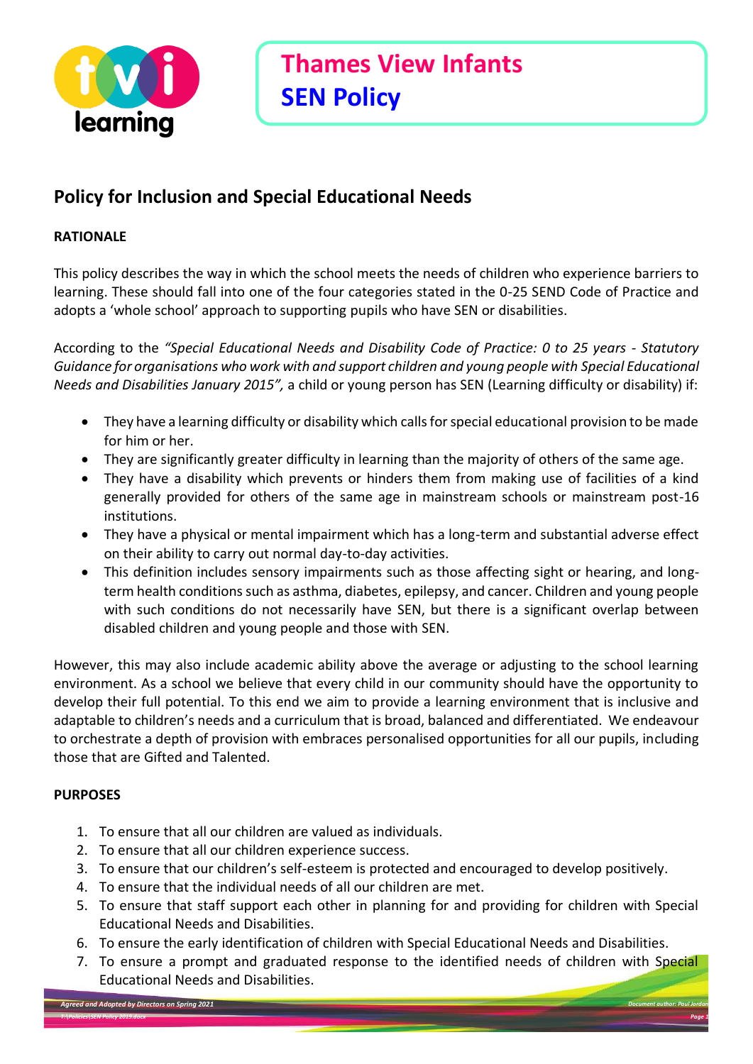# Thames View Infants
# SEN Policy

## Policy for Inclusion and Special Educational Needs

**RATIONALE**

This policy describes the way in which the school meets the needs of children who experience barriers to learning. These should fall into one of the four categories stated in the 0-25 SEND Code of Practice and adopts a 'whole school' approach to supporting pupils who have SEN or disabilities.

According to the *"Special Educational Needs and Disability Code of Practice: 0 to 25 years - Statutory Guidance for organisations who work with and support children and young people with Special Educational Needs and Disabilities January 2015",* a child or young person has SEN (Learning difficulty or disability) if:

- They have a learning difficulty or disability which calls for special educational provision to be made for him or her.
- They are significantly greater difficulty in learning than the majority of others of the same age.
- They have a disability which prevents or hinders them from making use of facilities of a kind generally provided for others of the same age in mainstream schools or mainstream post-16 institutions.
- They have a physical or mental impairment which has a long-term and substantial adverse effect on their ability to carry out normal day-to-day activities.
- This definition includes sensory impairments such as those affecting sight or hearing, and long-term health conditions such as asthma, diabetes, epilepsy, and cancer. Children and young people with such conditions do not necessarily have SEN, but there is a significant overlap between disabled children and young people and those with SEN.

However, this may also include academic ability above the average or adjusting to the school learning environment. As a school we believe that every child in our community should have the opportunity to develop their full potential. To this end we aim to provide a learning environment that is inclusive and adaptable to children's needs and a curriculum that is broad, balanced and differentiated. We endeavour to orchestrate a depth of provision with embraces personalised opportunities for all our pupils, including those that are Gifted and Talented.

**PURPOSES**

1. To ensure that all our children are valued as individuals.
2. To ensure that all our children experience success.
3. To ensure that our children's self-esteem is protected and encouraged to develop positively.
4. To ensure that the individual needs of all our children are met.
5. To ensure that staff support each other in planning for and providing for children with Special Educational Needs and Disabilities.
6. To ensure the early identification of children with Special Educational Needs and Disabilities.
7. To ensure a prompt and graduated response to the identified needs of children with Special Educational Needs and Disabilities.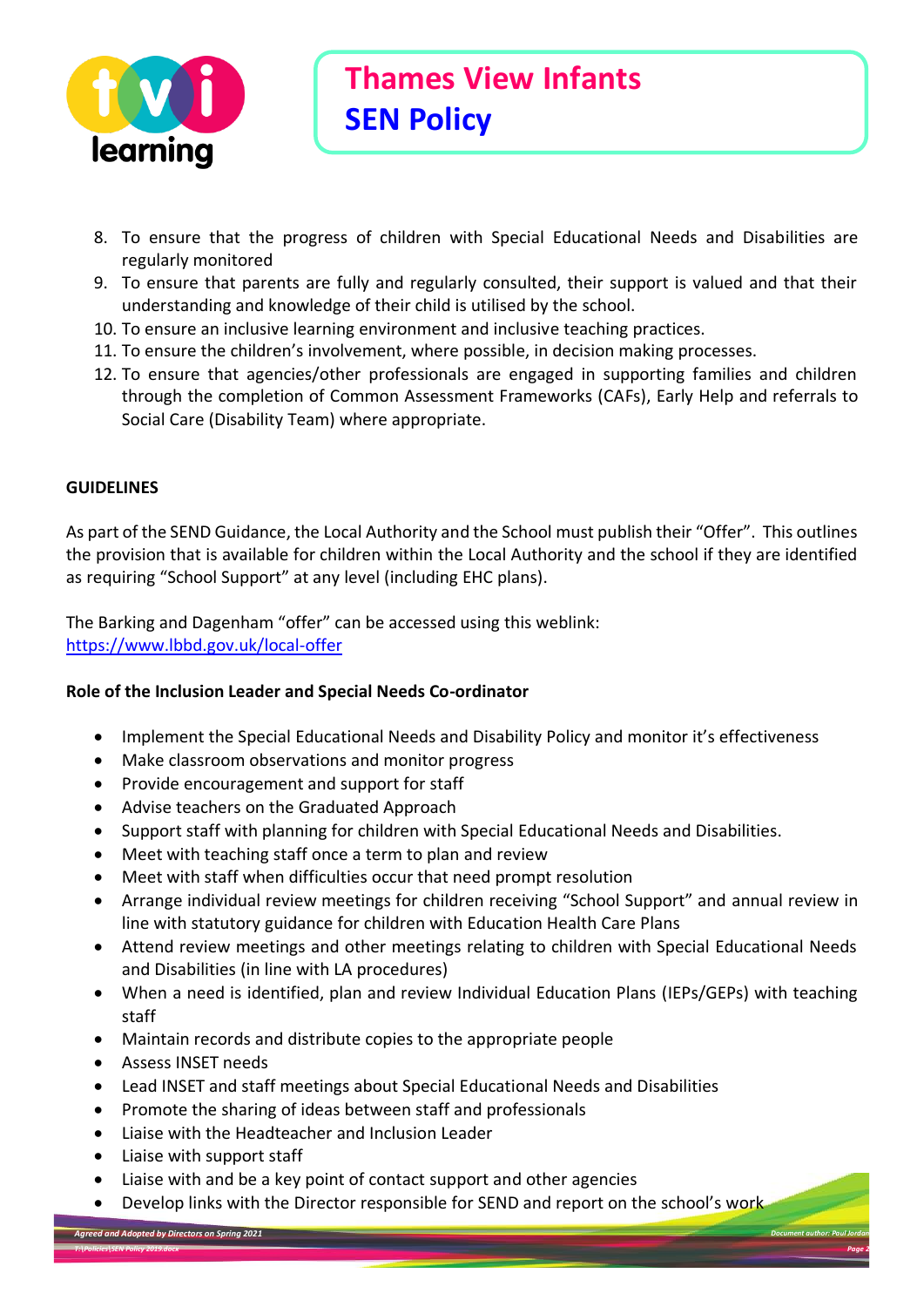8. To ensure that the progress of children with Special Educational Needs and Disabilities are regularly monitored
9. To ensure that parents are fully and regularly consulted, their support is valued and that their understanding and knowledge of their child is utilised by the school.
10. To ensure an inclusive learning environment and inclusive teaching practices.
11. To ensure the children's involvement, where possible, in decision making processes.
12. To ensure that agencies/other professionals are engaged in supporting families and children through the completion of Common Assessment Frameworks (CAFs), Early Help and referrals to Social Care (Disability Team) where appropriate.

**GUIDELINES**

As part of the SEND Guidance, the Local Authority and the School must publish their "Offer". This outlines the provision that is available for children within the Local Authority and the school if they are identified as requiring "School Support" at any level (including EHC plans).

The Barking and Dagenham "offer" can be accessed using this weblink:
https://www.lbbd.gov.uk/local-offer

**Role of the Inclusion Leader and Special Needs Co-ordinator**

- Implement the Special Educational Needs and Disability Policy and monitor it's effectiveness
- Make classroom observations and monitor progress
- Provide encouragement and support for staff
- Advise teachers on the Graduated Approach
- Support staff with planning for children with Special Educational Needs and Disabilities.
- Meet with teaching staff once a term to plan and review
- Meet with staff when difficulties occur that need prompt resolution
- Arrange individual review meetings for children receiving "School Support" and annual review in line with statutory guidance for children with Education Health Care Plans
- Attend review meetings and other meetings relating to children with Special Educational Needs and Disabilities (in line with LA procedures)
- When a need is identified, plan and review Individual Education Plans (IEPs/GEPs) with teaching staff
- Maintain records and distribute copies to the appropriate people
- Assess INSET needs
- Lead INSET and staff meetings about Special Educational Needs and Disabilities
- Promote the sharing of ideas between staff and professionals
- Liaise with the Headteacher and Inclusion Leader
- Liaise with support staff
- Liaise with and be a key point of contact support and other agencies
- Develop links with the Director responsible for SEND and report on the school's work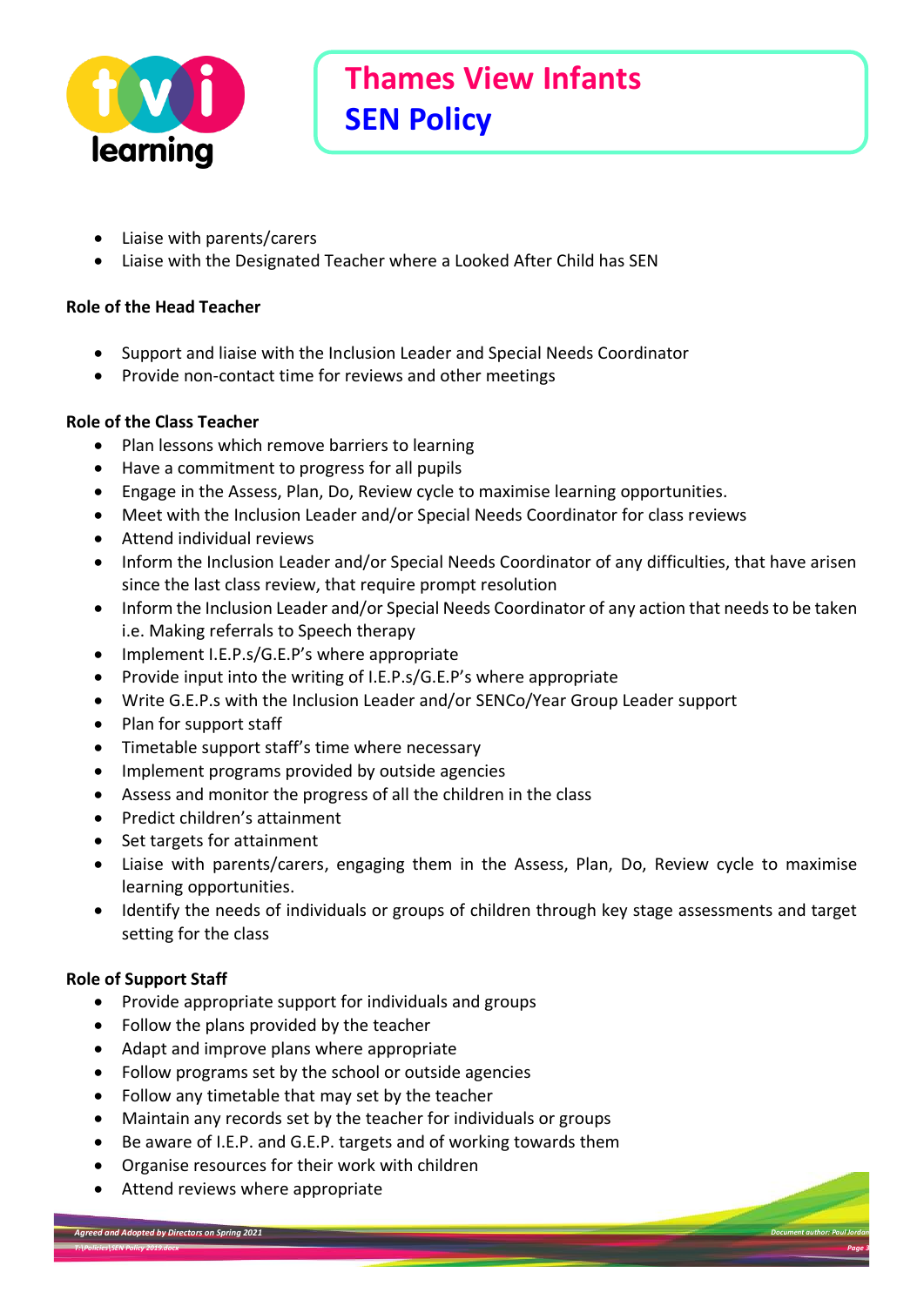- Liaise with parents/carers
- Liaise with the Designated Teacher where a Looked After Child has SEN

**Role of the Head Teacher**

- Support and liaise with the Inclusion Leader and Special Needs Coordinator
- Provide non-contact time for reviews and other meetings

**Role of the Class Teacher**

- Plan lessons which remove barriers to learning
- Have a commitment to progress for all pupils
- Engage in the Assess, Plan, Do, Review cycle to maximise learning opportunities.
- Meet with the Inclusion Leader and/or Special Needs Coordinator for class reviews
- Attend individual reviews
- Inform the Inclusion Leader and/or Special Needs Coordinator of any difficulties, that have arisen since the last class review, that require prompt resolution
- Inform the Inclusion Leader and/or Special Needs Coordinator of any action that needs to be taken i.e. Making referrals to Speech therapy
- Implement I.E.P.s/G.E.P's where appropriate
- Provide input into the writing of I.E.P.s/G.E.P's where appropriate
- Write G.E.P.s with the Inclusion Leader and/or SENCo/Year Group Leader support
- Plan for support staff
- Timetable support staff's time where necessary
- Implement programs provided by outside agencies
- Assess and monitor the progress of all the children in the class
- Predict children's attainment
- Set targets for attainment
- Liaise with parents/carers, engaging them in the Assess, Plan, Do, Review cycle to maximise learning opportunities.
- Identify the needs of individuals or groups of children through key stage assessments and target setting for the class

**Role of Support Staff**

- Provide appropriate support for individuals and groups
- Follow the plans provided by the teacher
- Adapt and improve plans where appropriate
- Follow programs set by the school or outside agencies
- Follow any timetable that may set by the teacher
- Maintain any records set by the teacher for individuals or groups
- Be aware of I.E.P. and G.E.P. targets and of working towards them
- Organise resources for their work with children
- Attend reviews where appropriate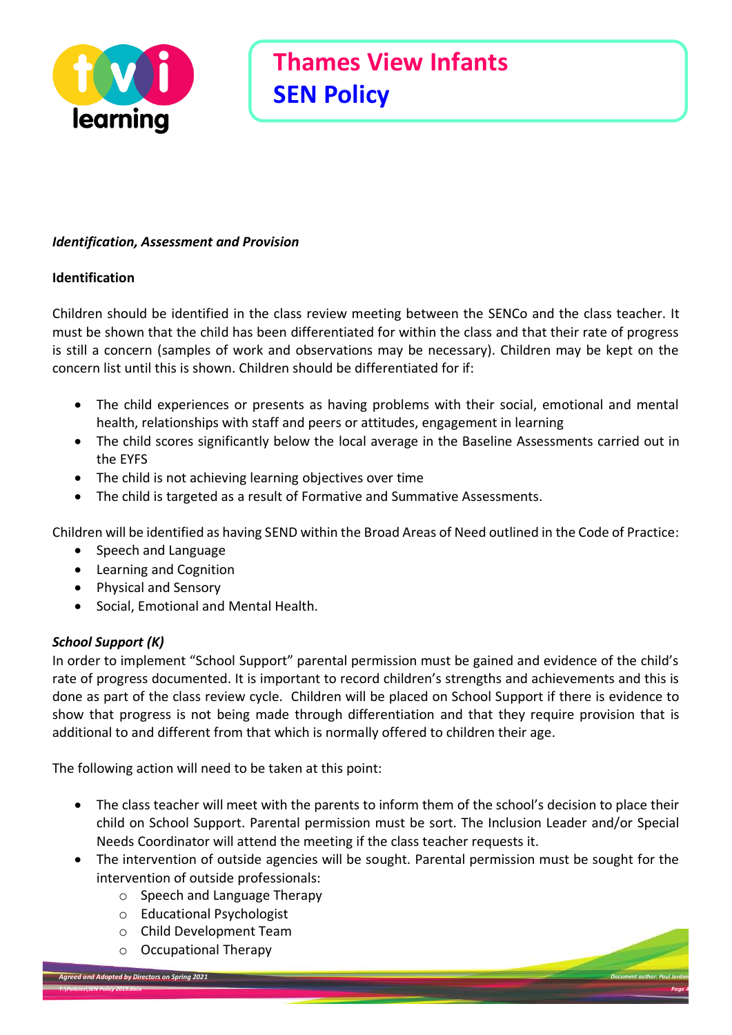***Identification, Assessment and Provision***

**Identification**

Children should be identified in the class review meeting between the SENCo and the class teacher. It must be shown that the child has been differentiated for within the class and that their rate of progress is still a concern (samples of work and observations may be necessary). Children may be kept on the concern list until this is shown. Children should be differentiated for if:

- The child experiences or presents as having problems with their social, emotional and mental health, relationships with staff and peers or attitudes, engagement in learning
- The child scores significantly below the local average in the Baseline Assessments carried out in the EYFS
- The child is not achieving learning objectives over time
- The child is targeted as a result of Formative and Summative Assessments.

Children will be identified as having SEND within the Broad Areas of Need outlined in the Code of Practice:

- Speech and Language
- Learning and Cognition
- Physical and Sensory
- Social, Emotional and Mental Health.

***School Support (K)***

In order to implement "School Support" parental permission must be gained and evidence of the child's rate of progress documented. It is important to record children's strengths and achievements and this is done as part of the class review cycle. Children will be placed on School Support if there is evidence to show that progress is not being made through differentiation and that they require provision that is additional to and different from that which is normally offered to children their age.

The following action will need to be taken at this point:

- The class teacher will meet with the parents to inform them of the school's decision to place their child on School Support. Parental permission must be sort. The Inclusion Leader and/or Special Needs Coordinator will attend the meeting if the class teacher requests it.
- The intervention of outside agencies will be sought. Parental permission must be sought for the intervention of outside professionals:
  - Speech and Language Therapy
  - Educational Psychologist
  - Child Development Team
  - Occupational Therapy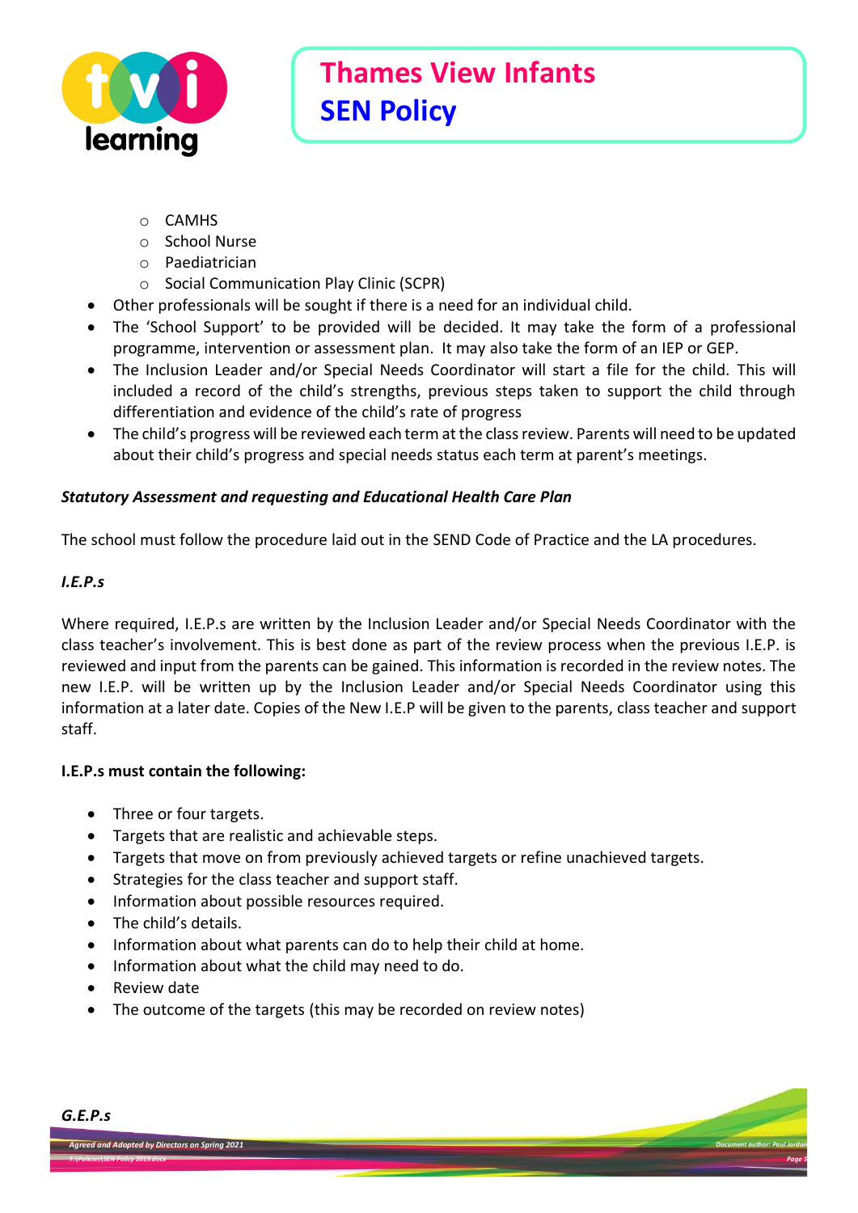- CAMHS
    - School Nurse
    - Paediatrician
    - Social Communication Play Clinic (SCPR)
- Other professionals will be sought if there is a need for an individual child.
- The 'School Support' to be provided will be decided. It may take the form of a professional programme, intervention or assessment plan. It may also take the form of an IEP or GEP.
- The Inclusion Leader and/or Special Needs Coordinator will start a file for the child. This will included a record of the child's strengths, previous steps taken to support the child through differentiation and evidence of the child's rate of progress
- The child's progress will be reviewed each term at the class review. Parents will need to be updated about their child's progress and special needs status each term at parent's meetings.

***Statutory Assessment and requesting and Educational Health Care Plan***

The school must follow the procedure laid out in the SEND Code of Practice and the LA procedures.

***I.E.P.s***

Where required, I.E.P.s are written by the Inclusion Leader and/or Special Needs Coordinator with the class teacher's involvement. This is best done as part of the review process when the previous I.E.P. is reviewed and input from the parents can be gained. This information is recorded in the review notes. The new I.E.P. will be written up by the Inclusion Leader and/or Special Needs Coordinator using this information at a later date. Copies of the New I.E.P will be given to the parents, class teacher and support staff.

**I.E.P.s must contain the following:**

- Three or four targets.
- Targets that are realistic and achievable steps.
- Targets that move on from previously achieved targets or refine unachieved targets.
- Strategies for the class teacher and support staff.
- Information about possible resources required.
- The child's details.
- Information about what parents can do to help their child at home.
- Information about what the child may need to do.
- Review date
- The outcome of the targets (this may be recorded on review notes)

***G.E.P.s***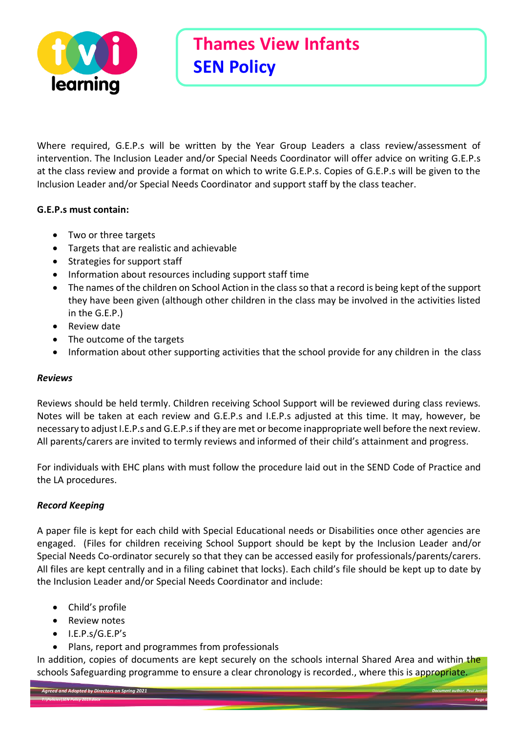Where required, G.E.P.s will be written by the Year Group Leaders a class review/assessment of intervention. The Inclusion Leader and/or Special Needs Coordinator will offer advice on writing G.E.P.s at the class review and provide a format on which to write G.E.P.s. Copies of G.E.P.s will be given to the Inclusion Leader and/or Special Needs Coordinator and support staff by the class teacher.

**G.E.P.s must contain:**

- Two or three targets
- Targets that are realistic and achievable
- Strategies for support staff
- Information about resources including support staff time
- The names of the children on School Action in the class so that a record is being kept of the support they have been given (although other children in the class may be involved in the activities listed in the G.E.P.)
- Review date
- The outcome of the targets
- Information about other supporting activities that the school provide for any children in the class

***Reviews***

Reviews should be held termly. Children receiving School Support will be reviewed during class reviews. Notes will be taken at each review and G.E.P.s and I.E.P.s adjusted at this time. It may, however, be necessary to adjust I.E.P.s and G.E.P.s if they are met or become inappropriate well before the next review. All parents/carers are invited to termly reviews and informed of their child's attainment and progress.

For individuals with EHC plans with must follow the procedure laid out in the SEND Code of Practice and the LA procedures.

***Record Keeping***

A paper file is kept for each child with Special Educational needs or Disabilities once other agencies are engaged. (Files for children receiving School Support should be kept by the Inclusion Leader and/or Special Needs Co-ordinator securely so that they can be accessed easily for professionals/parents/carers. All files are kept centrally and in a filing cabinet that locks). Each child's file should be kept up to date by the Inclusion Leader and/or Special Needs Coordinator and include:

- Child's profile
- Review notes
- I.E.P.s/G.E.P's
- Plans, report and programmes from professionals

In addition, copies of documents are kept securely on the schools internal Shared Area and within the schools Safeguarding programme to ensure a clear chronology is recorded., where this is appropriate.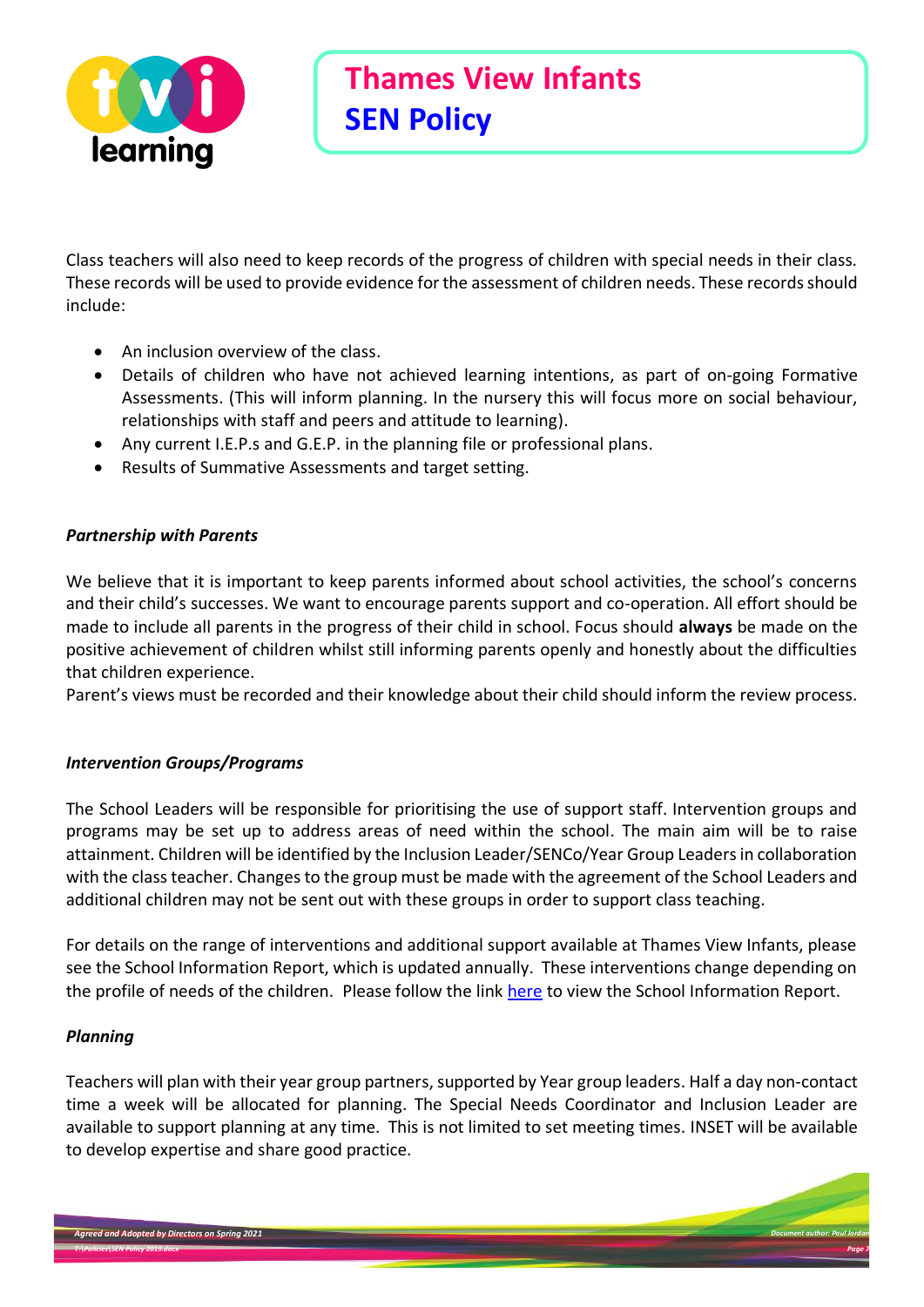Class teachers will also need to keep records of the progress of children with special needs in their class. These records will be used to provide evidence for the assessment of children needs. These records should include:

- An inclusion overview of the class.
- Details of children who have not achieved learning intentions, as part of on-going Formative Assessments. (This will inform planning. In the nursery this will focus more on social behaviour, relationships with staff and peers and attitude to learning).
- Any current I.E.P.s and G.E.P. in the planning file or professional plans.
- Results of Summative Assessments and target setting.

***Partnership with Parents***

We believe that it is important to keep parents informed about school activities, the school's concerns and their child's successes. We want to encourage parents support and co-operation. All effort should be made to include all parents in the progress of their child in school. Focus should **always** be made on the positive achievement of children whilst still informing parents openly and honestly about the difficulties that children experience.
Parent's views must be recorded and their knowledge about their child should inform the review process.

***Intervention Groups/Programs***

The School Leaders will be responsible for prioritising the use of support staff. Intervention groups and programs may be set up to address areas of need within the school. The main aim will be to raise attainment. Children will be identified by the Inclusion Leader/SENCo/Year Group Leaders in collaboration with the class teacher. Changes to the group must be made with the agreement of the School Leaders and additional children may not be sent out with these groups in order to support class teaching.

For details on the range of interventions and additional support available at Thames View Infants, please see the School Information Report, which is updated annually. These interventions change depending on the profile of needs of the children. Please follow the link here to view the School Information Report.

***Planning***

Teachers will plan with their year group partners, supported by Year group leaders. Half a day non-contact time a week will be allocated for planning. The Special Needs Coordinator and Inclusion Leader are available to support planning at any time. This is not limited to set meeting times. INSET will be available to develop expertise and share good practice.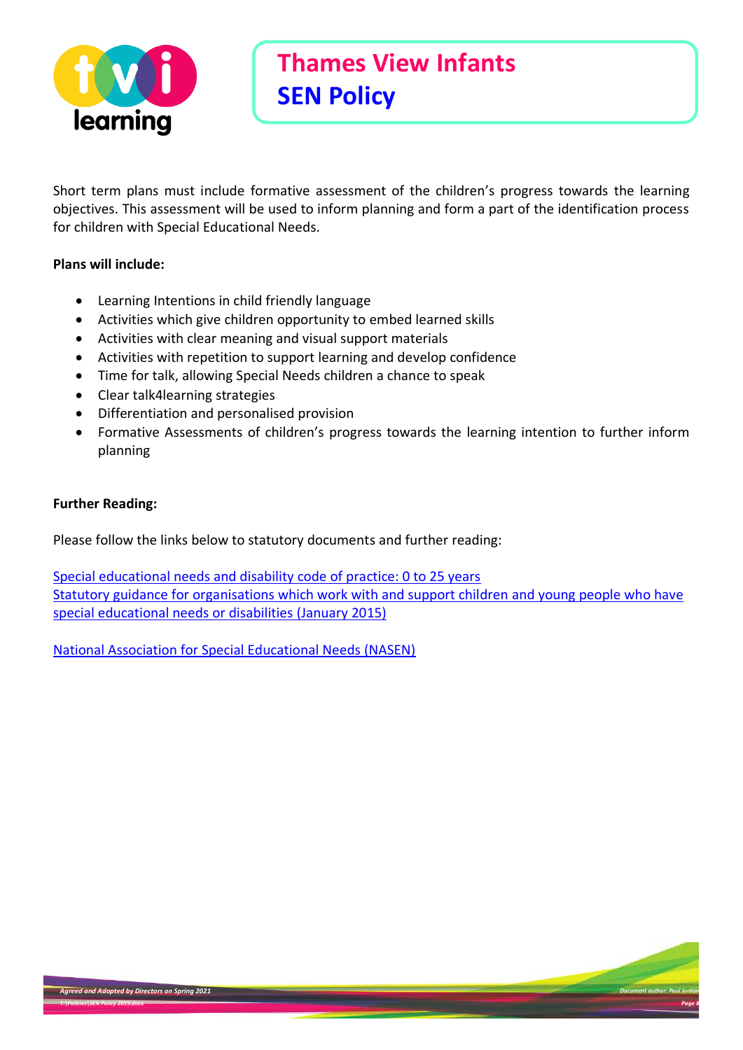Short term plans must include formative assessment of the children's progress towards the learning objectives. This assessment will be used to inform planning and form a part of the identification process for children with Special Educational Needs.

**Plans will include:**

- Learning Intentions in child friendly language
- Activities which give children opportunity to embed learned skills
- Activities with clear meaning and visual support materials
- Activities with repetition to support learning and develop confidence
- Time for talk, allowing Special Needs children a chance to speak
- Clear talk4learning strategies
- Differentiation and personalised provision
- Formative Assessments of children's progress towards the learning intention to further inform planning

**Further Reading:**

Please follow the links below to statutory documents and further reading:

Special educational needs and disability code of practice: 0 to 25 years
Statutory guidance for organisations which work with and support children and young people who have special educational needs or disabilities (January 2015)

National Association for Special Educational Needs (NASEN)